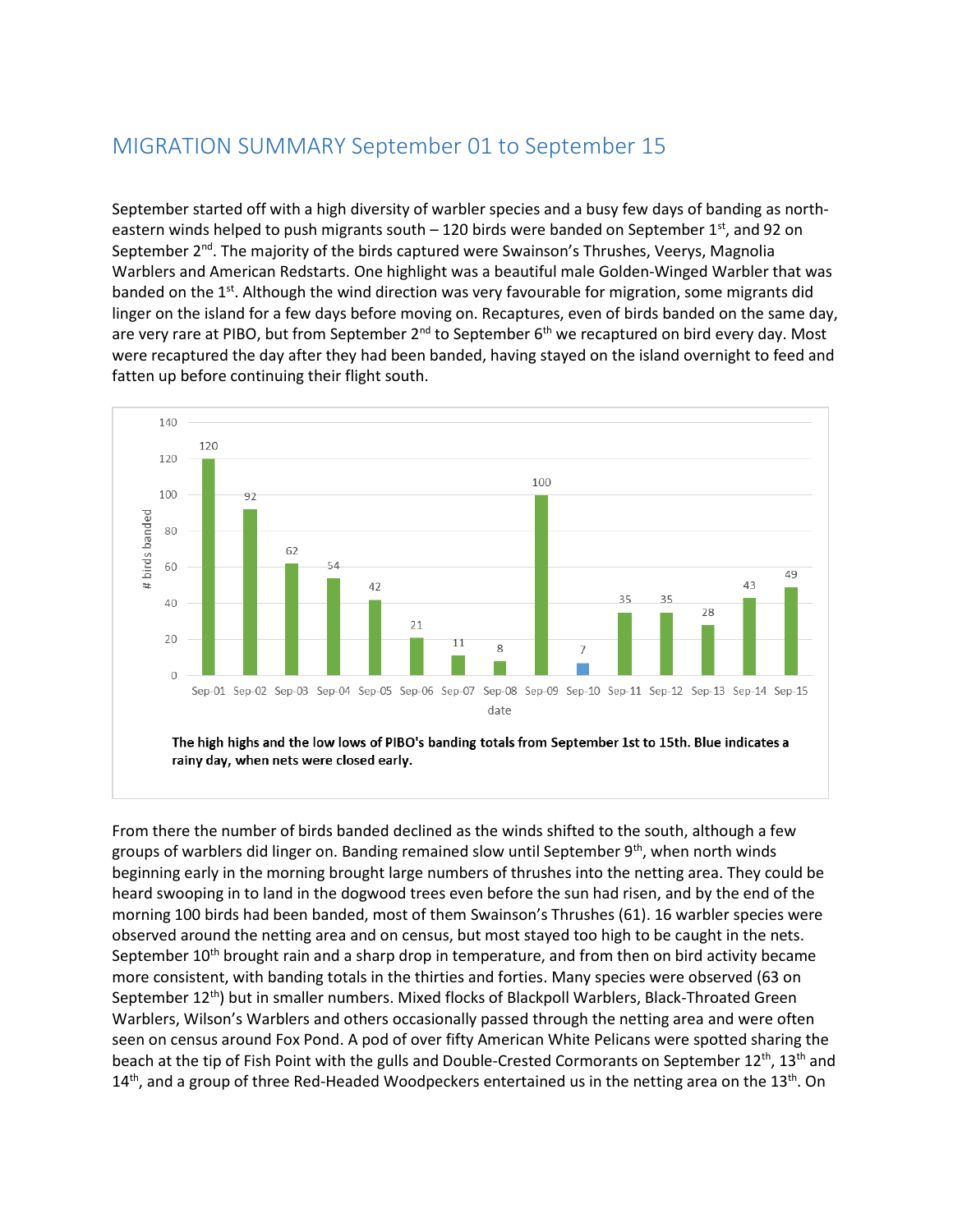# MIGRATION SUMMARY September 01 to September 15

September started off with a high diversity of warbler species and a busy few days of banding as north-eastern winds helped to push migrants south – 120 birds were banded on September 1st, and 92 on September 2nd. The majority of the birds captured were Swainson's Thrushes, Veerys, Magnolia Warblers and American Redstarts. One highlight was a beautiful male Golden-Winged Warbler that was banded on the 1st. Although the wind direction was very favourable for migration, some migrants did linger on the island for a few days before moving on. Recaptures, even of birds banded on the same day, are very rare at PIBO, but from September 2nd to September 6th we recaptured on bird every day. Most were recaptured the day after they had been banded, having stayed on the island overnight to feed and fatten up before continuing their flight south.

| date | Sep-01 | Sep-02 | Sep-03 | Sep-04 | Sep-05 | Sep-06 | Sep-07 | Sep-08 | Sep-09 | Sep-10 | Sep-11 | Sep-12 | Sep-13 | Sep-14 | Sep-15 |
|---|---|---|---|---|---|---|---|---|---|---|---|---|---|---|---|
| # birds banded | 120 | 92 | 62 | 54 | 42 | 21 | 11 | 8 | 100 | 7 | 35 | 35 | 28 | 43 | 49 |

**The high highs and the low lows of PIBO's banding totals from September 1st to 15th. Blue indicates a rainy day, when nets were closed early.**

From there the number of birds banded declined as the winds shifted to the south, although a few groups of warblers did linger on. Banding remained slow until September 9th, when north winds beginning early in the morning brought large numbers of thrushes into the netting area. They could be heard swooping in to land in the dogwood trees even before the sun had risen, and by the end of the morning 100 birds had been banded, most of them Swainson's Thrushes (61). 16 warbler species were observed around the netting area and on census, but most stayed too high to be caught in the nets. September 10th brought rain and a sharp drop in temperature, and from then on bird activity became more consistent, with banding totals in the thirties and forties. Many species were observed (63 on September 12th) but in smaller numbers. Mixed flocks of Blackpoll Warblers, Black-Throated Green Warblers, Wilson's Warblers and others occasionally passed through the netting area and were often seen on census around Fox Pond. A pod of over fifty American White Pelicans were spotted sharing the beach at the tip of Fish Point with the gulls and Double-Crested Cormorants on September 12th, 13th and 14th, and a group of three Red-Headed Woodpeckers entertained us in the netting area on the 13th. On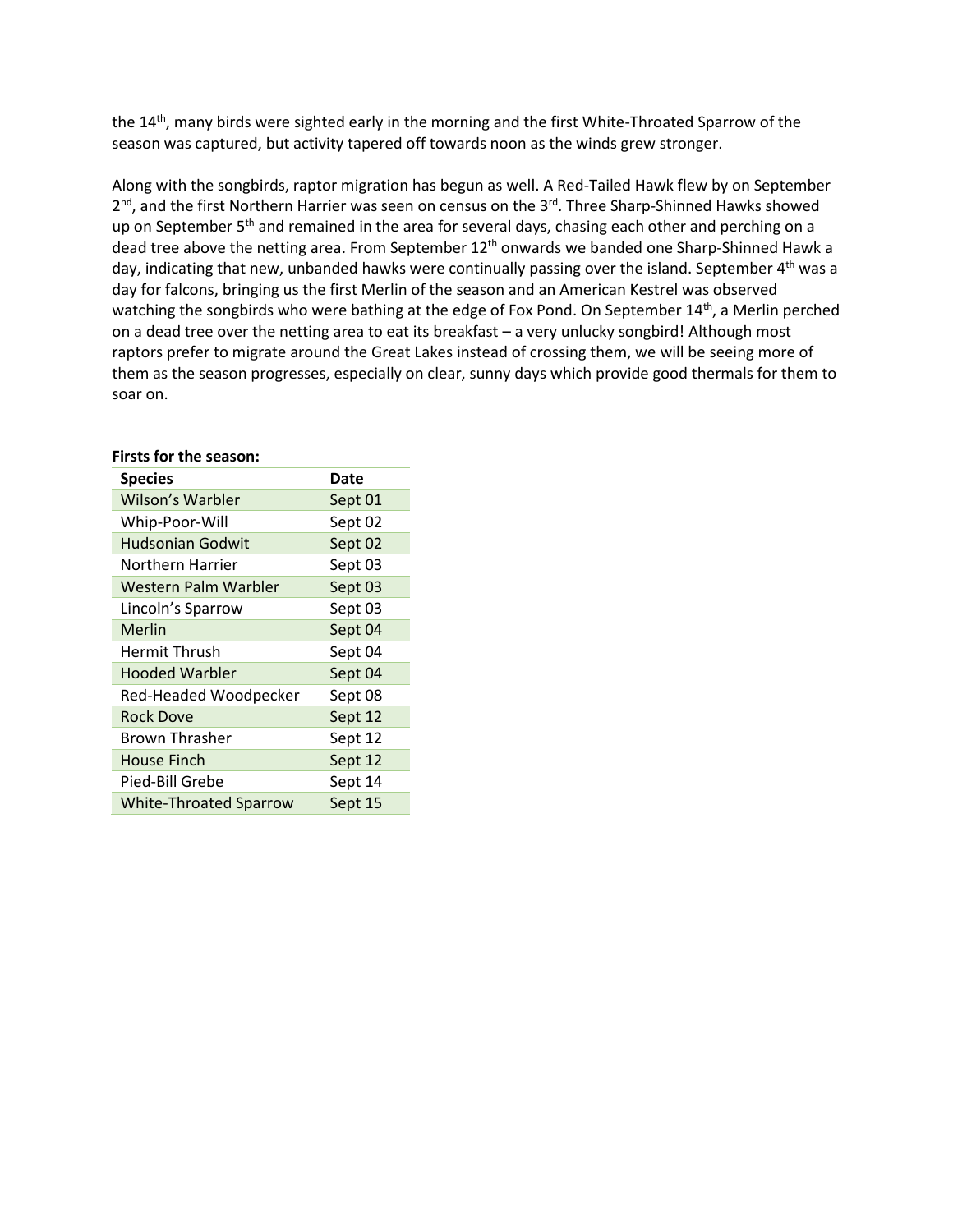the 14th, many birds were sighted early in the morning and the first White-Throated Sparrow of the season was captured, but activity tapered off towards noon as the winds grew stronger.

Along with the songbirds, raptor migration has begun as well. A Red-Tailed Hawk flew by on September 2nd, and the first Northern Harrier was seen on census on the 3rd. Three Sharp-Shinned Hawks showed up on September 5th and remained in the area for several days, chasing each other and perching on a dead tree above the netting area. From September 12th onwards we banded one Sharp-Shinned Hawk a day, indicating that new, unbanded hawks were continually passing over the island. September 4th was a day for falcons, bringing us the first Merlin of the season and an American Kestrel was observed watching the songbirds who were bathing at the edge of Fox Pond. On September 14th, a Merlin perched on a dead tree over the netting area to eat its breakfast – a very unlucky songbird! Although most raptors prefer to migrate around the Great Lakes instead of crossing them, we will be seeing more of them as the season progresses, especially on clear, sunny days which provide good thermals for them to soar on.

**Firsts for the season:**

| Species | Date |
|---|---|
| Wilson's Warbler | Sept 01 |
| Whip-Poor-Will | Sept 02 |
| Hudsonian Godwit | Sept 02 |
| Northern Harrier | Sept 03 |
| Western Palm Warbler | Sept 03 |
| Lincoln's Sparrow | Sept 03 |
| Merlin | Sept 04 |
| Hermit Thrush | Sept 04 |
| Hooded Warbler | Sept 04 |
| Red-Headed Woodpecker | Sept 08 |
| Rock Dove | Sept 12 |
| Brown Thrasher | Sept 12 |
| House Finch | Sept 12 |
| Pied-Bill Grebe | Sept 14 |
| White-Throated Sparrow | Sept 15 |